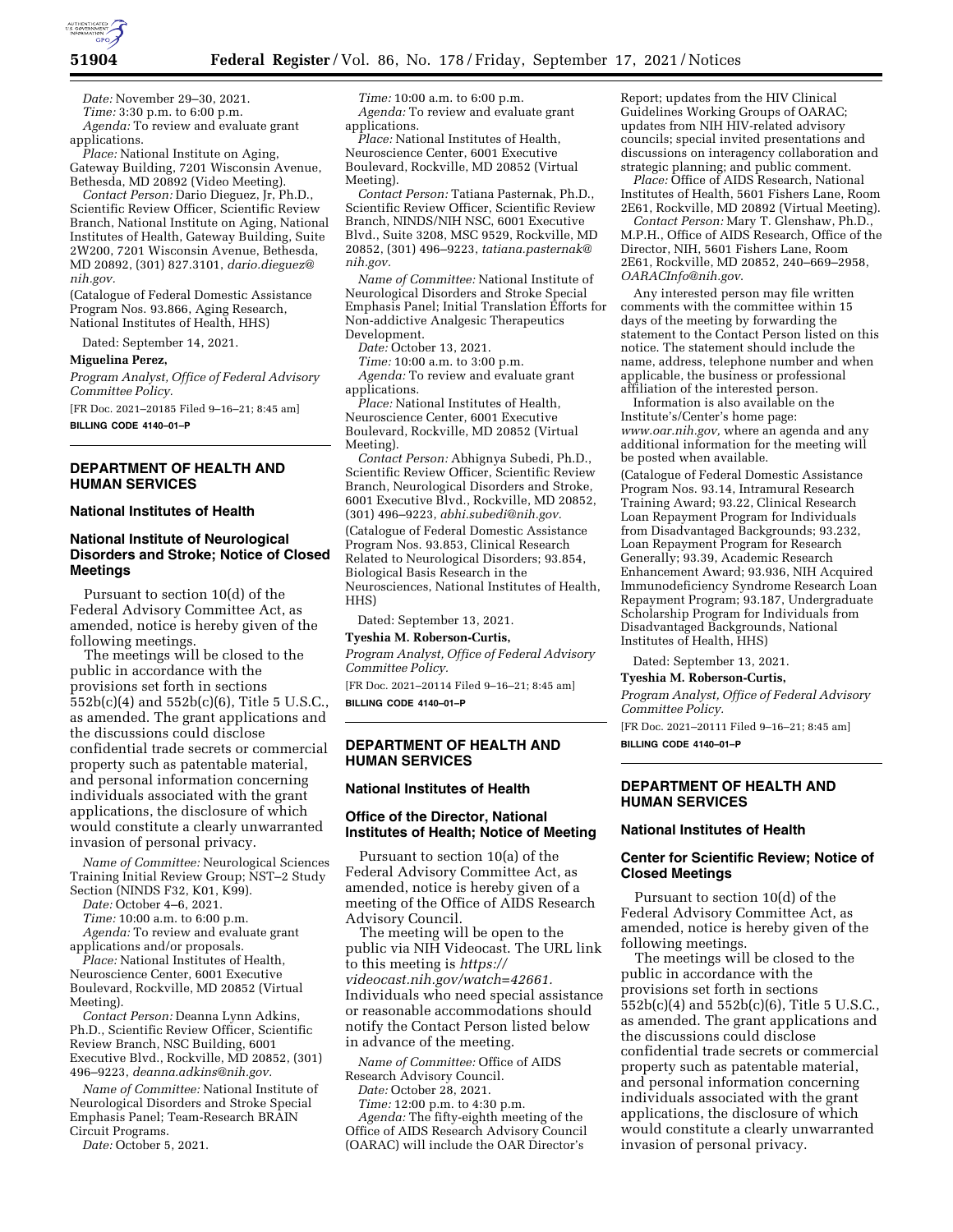*Date:* November 29–30, 2021.

*Time:* 3:30 p.m. to 6:00 p.m.

*Agenda:* To review and evaluate grant applications.

*Place:* National Institute on Aging, Gateway Building, 7201 Wisconsin Avenue, Bethesda, MD 20892 (Video Meeting).

*Contact Person:* Dario Dieguez, Jr, Ph.D., Scientific Review Officer, Scientific Review Branch, National Institute on Aging, National Institutes of Health, Gateway Building, Suite 2W200, 7201 Wisconsin Avenue, Bethesda, MD 20892, (301) 827.3101, *dario.dieguez@nih.gov.*

(Catalogue of Federal Domestic Assistance Program Nos. 93.866, Aging Research, National Institutes of Health, HHS)

Dated: September 14, 2021.

**Miguelina Perez,**

*Program Analyst, Office of Federal Advisory Committee Policy.*

[FR Doc. 2021–20185 Filed 9–16–21; 8:45 am]

**BILLING CODE 4140–01–P**

## DEPARTMENT OF HEALTH AND HUMAN SERVICES

### National Institutes of Health

### National Institute of Neurological Disorders and Stroke; Notice of Closed Meetings

Pursuant to section 10(d) of the Federal Advisory Committee Act, as amended, notice is hereby given of the following meetings.

The meetings will be closed to the public in accordance with the provisions set forth in sections 552b(c)(4) and 552b(c)(6), Title 5 U.S.C., as amended. The grant applications and the discussions could disclose confidential trade secrets or commercial property such as patentable material, and personal information concerning individuals associated with the grant applications, the disclosure of which would constitute a clearly unwarranted invasion of personal privacy.

*Name of Committee:* Neurological Sciences Training Initial Review Group; NST–2 Study Section (NINDS F32, K01, K99).

*Date:* October 4–6, 2021.

*Time:* 10:00 a.m. to 6:00 p.m.

*Agenda:* To review and evaluate grant applications and/or proposals.

*Place:* National Institutes of Health, Neuroscience Center, 6001 Executive Boulevard, Rockville, MD 20852 (Virtual Meeting).

*Contact Person:* Deanna Lynn Adkins, Ph.D., Scientific Review Officer, Scientific Review Branch, NSC Building, 6001 Executive Blvd., Rockville, MD 20852, (301) 496–9223, *deanna.adkins@nih.gov.*

*Name of Committee:* National Institute of Neurological Disorders and Stroke Special Emphasis Panel; Team-Research BRAIN Circuit Programs.

*Date:* October 5, 2021.

*Time:* 10:00 a.m. to 6:00 p.m.

*Agenda:* To review and evaluate grant applications.

*Place:* National Institutes of Health, Neuroscience Center, 6001 Executive Boulevard, Rockville, MD 20852 (Virtual Meeting).

*Contact Person:* Tatiana Pasternak, Ph.D., Scientific Review Officer, Scientific Review Branch, NINDS/NIH NSC, 6001 Executive Blvd., Suite 3208, MSC 9529, Rockville, MD 20852, (301) 496–9223, *tatiana.pasternak@nih.gov.*

*Name of Committee:* National Institute of Neurological Disorders and Stroke Special Emphasis Panel; Initial Translation Efforts for Non-addictive Analgesic Therapeutics Development.

*Date:* October 13, 2021.

*Time:* 10:00 a.m. to 3:00 p.m.

*Agenda:* To review and evaluate grant applications.

*Place:* National Institutes of Health, Neuroscience Center, 6001 Executive Boulevard, Rockville, MD 20852 (Virtual Meeting).

*Contact Person:* Abhignya Subedi, Ph.D., Scientific Review Officer, Scientific Review Branch, Neurological Disorders and Stroke, 6001 Executive Blvd., Rockville, MD 20852, (301) 496–9223, *abhi.subedi@nih.gov.*

(Catalogue of Federal Domestic Assistance Program Nos. 93.853, Clinical Research Related to Neurological Disorders; 93.854, Biological Basis Research in the Neurosciences, National Institutes of Health, HHS)

Dated: September 13, 2021.

**Tyeshia M. Roberson-Curtis,**

*Program Analyst, Office of Federal Advisory Committee Policy.*

[FR Doc. 2021–20114 Filed 9–16–21; 8:45 am]

**BILLING CODE 4140–01–P**

## DEPARTMENT OF HEALTH AND HUMAN SERVICES

### National Institutes of Health

### Office of the Director, National Institutes of Health; Notice of Meeting

Pursuant to section 10(a) of the Federal Advisory Committee Act, as amended, notice is hereby given of a meeting of the Office of AIDS Research Advisory Council.

The meeting will be open to the public via NIH Videocast. The URL link to this meeting is *https://videocast.nih.gov/watch=42661.* Individuals who need special assistance or reasonable accommodations should notify the Contact Person listed below in advance of the meeting.

*Name of Committee:* Office of AIDS Research Advisory Council.

*Date:* October 28, 2021.

*Time:* 12:00 p.m. to 4:30 p.m.

*Agenda:* The fifty-eighth meeting of the Office of AIDS Research Advisory Council (OARAC) will include the OAR Director's Report; updates from the HIV Clinical Guidelines Working Groups of OARAC; updates from NIH HIV-related advisory councils; special invited presentations and discussions on interagency collaboration and strategic planning; and public comment.

*Place:* Office of AIDS Research, National Institutes of Health, 5601 Fishers Lane, Room 2E61, Rockville, MD 20892 (Virtual Meeting).

*Contact Person:* Mary T. Glenshaw, Ph.D., M.P.H., Office of AIDS Research, Office of the Director, NIH, 5601 Fishers Lane, Room 2E61, Rockville, MD 20852, 240–669–2958, *OARACInfo@nih.gov.*

Any interested person may file written comments with the committee within 15 days of the meeting by forwarding the statement to the Contact Person listed on this notice. The statement should include the name, address, telephone number and when applicable, the business or professional affiliation of the interested person.

Information is also available on the Institute's/Center's home page: *www.oar.nih.gov,* where an agenda and any additional information for the meeting will be posted when available.

(Catalogue of Federal Domestic Assistance Program Nos. 93.14, Intramural Research Training Award; 93.22, Clinical Research Loan Repayment Program for Individuals from Disadvantaged Backgrounds; 93.232, Loan Repayment Program for Research Generally; 93.39, Academic Research Enhancement Award; 93.936, NIH Acquired Immunodeficiency Syndrome Research Loan Repayment Program; 93.187, Undergraduate Scholarship Program for Individuals from Disadvantaged Backgrounds, National Institutes of Health, HHS)

Dated: September 13, 2021.

**Tyeshia M. Roberson-Curtis,**

*Program Analyst, Office of Federal Advisory Committee Policy.*

[FR Doc. 2021–20111 Filed 9–16–21; 8:45 am]

**BILLING CODE 4140–01–P**

## DEPARTMENT OF HEALTH AND HUMAN SERVICES

### National Institutes of Health

### Center for Scientific Review; Notice of Closed Meetings

Pursuant to section 10(d) of the Federal Advisory Committee Act, as amended, notice is hereby given of the following meetings.

The meetings will be closed to the public in accordance with the provisions set forth in sections 552b(c)(4) and 552b(c)(6), Title 5 U.S.C., as amended. The grant applications and the discussions could disclose confidential trade secrets or commercial property such as patentable material, and personal information concerning individuals associated with the grant applications, the disclosure of which would constitute a clearly unwarranted invasion of personal privacy.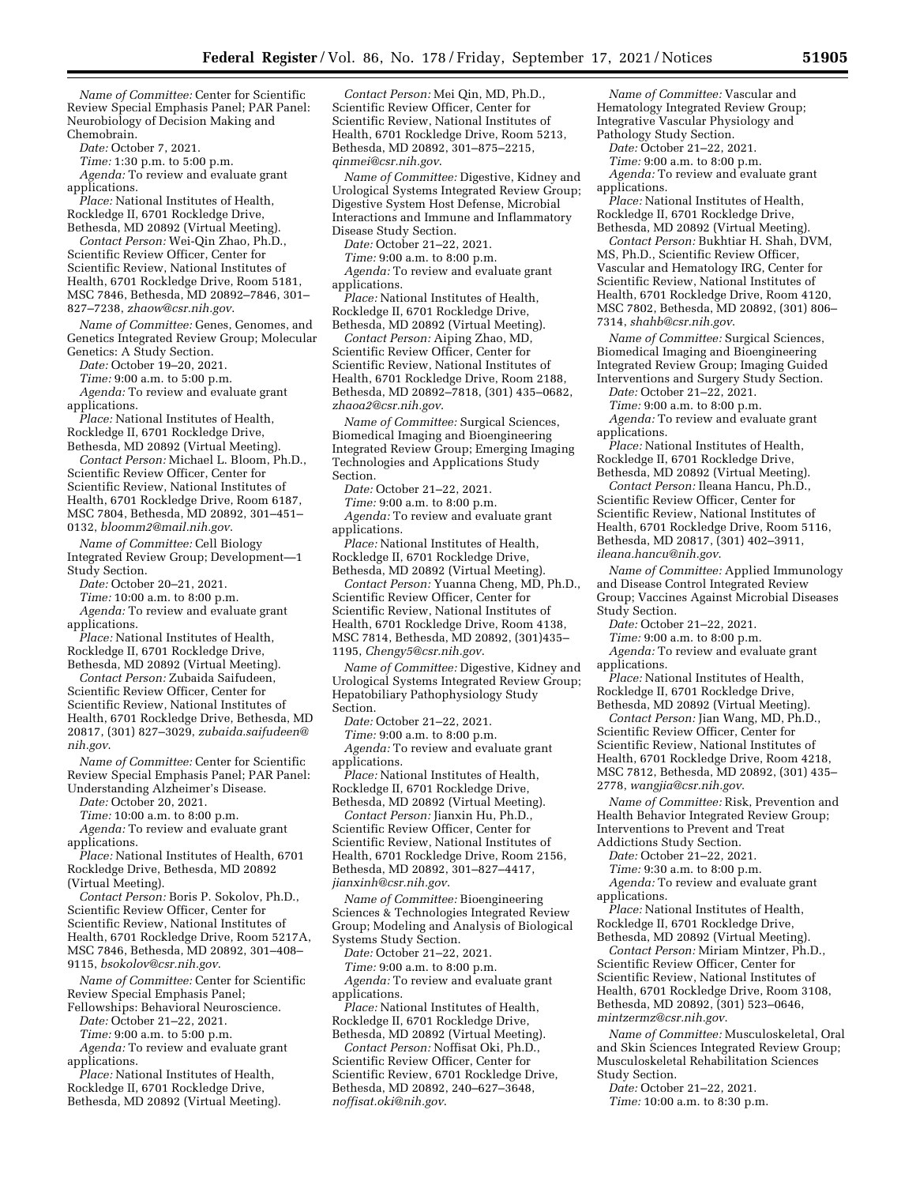*Name of Committee:* Center for Scientific Review Special Emphasis Panel; PAR Panel: Neurobiology of Decision Making and Chemobrain.

*Date:* October 7, 2021.

*Time:* 1:30 p.m. to 5:00 p.m.

*Agenda:* To review and evaluate grant applications.

*Place:* National Institutes of Health, Rockledge II, 6701 Rockledge Drive, Bethesda, MD 20892 (Virtual Meeting).

*Contact Person:* Wei-Qin Zhao, Ph.D., Scientific Review Officer, Center for Scientific Review, National Institutes of Health, 6701 Rockledge Drive, Room 5181, MSC 7846, Bethesda, MD 20892–7846, 301–827–7238, *zhaow@csr.nih.gov*.

*Name of Committee:* Genes, Genomes, and Genetics Integrated Review Group; Molecular Genetics: A Study Section.

*Date:* October 19–20, 2021.

*Time:* 9:00 a.m. to 5:00 p.m.

*Agenda:* To review and evaluate grant applications.

*Place:* National Institutes of Health, Rockledge II, 6701 Rockledge Drive, Bethesda, MD 20892 (Virtual Meeting).

*Contact Person:* Michael L. Bloom, Ph.D., Scientific Review Officer, Center for Scientific Review, National Institutes of Health, 6701 Rockledge Drive, Room 6187, MSC 7804, Bethesda, MD 20892, 301–451–0132, *bloomm2@mail.nih.gov*.

*Name of Committee:* Cell Biology Integrated Review Group; Development—1 Study Section.

*Date:* October 20–21, 2021.

*Time:* 10:00 a.m. to 8:00 p.m.

*Agenda:* To review and evaluate grant applications.

*Place:* National Institutes of Health, Rockledge II, 6701 Rockledge Drive, Bethesda, MD 20892 (Virtual Meeting).

*Contact Person:* Zubaida Saifudeen, Scientific Review Officer, Center for Scientific Review, National Institutes of Health, 6701 Rockledge Drive, Bethesda, MD 20817, (301) 827–3029, *zubaida.saifudeen@nih.gov*.

*Name of Committee:* Center for Scientific Review Special Emphasis Panel; PAR Panel: Understanding Alzheimer's Disease.

*Date:* October 20, 2021.

*Time:* 10:00 a.m. to 8:00 p.m.

*Agenda:* To review and evaluate grant applications.

*Place:* National Institutes of Health, 6701 Rockledge Drive, Bethesda, MD 20892 (Virtual Meeting).

*Contact Person:* Boris P. Sokolov, Ph.D., Scientific Review Officer, Center for Scientific Review, National Institutes of Health, 6701 Rockledge Drive, Room 5217A, MSC 7846, Bethesda, MD 20892, 301–408–9115, *bsokolov@csr.nih.gov*.

*Name of Committee:* Center for Scientific Review Special Emphasis Panel; Fellowships: Behavioral Neuroscience.

*Date:* October 21–22, 2021.

*Time:* 9:00 a.m. to 5:00 p.m.

*Agenda:* To review and evaluate grant applications.

*Place:* National Institutes of Health, Rockledge II, 6701 Rockledge Drive, Bethesda, MD 20892 (Virtual Meeting).

*Contact Person:* Mei Qin, MD, Ph.D., Scientific Review Officer, Center for Scientific Review, National Institutes of Health, 6701 Rockledge Drive, Room 5213, Bethesda, MD 20892, 301–875–2215, *qinmei@csr.nih.gov*.

*Name of Committee:* Digestive, Kidney and Urological Systems Integrated Review Group; Digestive System Host Defense, Microbial Interactions and Immune and Inflammatory Disease Study Section.

*Date:* October 21–22, 2021.

*Time:* 9:00 a.m. to 8:00 p.m.

*Agenda:* To review and evaluate grant applications.

*Place:* National Institutes of Health, Rockledge II, 6701 Rockledge Drive, Bethesda, MD 20892 (Virtual Meeting).

*Contact Person:* Aiping Zhao, MD, Scientific Review Officer, Center for Scientific Review, National Institutes of Health, 6701 Rockledge Drive, Room 2188, Bethesda, MD 20892–7818, (301) 435–0682, *zhaoa2@csr.nih.gov*.

*Name of Committee:* Surgical Sciences, Biomedical Imaging and Bioengineering Integrated Review Group; Emerging Imaging Technologies and Applications Study Section.

*Date:* October 21–22, 2021.

*Time:* 9:00 a.m. to 8:00 p.m.

*Agenda:* To review and evaluate grant applications.

*Place:* National Institutes of Health, Rockledge II, 6701 Rockledge Drive, Bethesda, MD 20892 (Virtual Meeting).

*Contact Person:* Yuanna Cheng, MD, Ph.D., Scientific Review Officer, Center for Scientific Review, National Institutes of Health, 6701 Rockledge Drive, Room 4138, MSC 7814, Bethesda, MD 20892, (301)435–1195, *Chengy5@csr.nih.gov*.

*Name of Committee:* Digestive, Kidney and Urological Systems Integrated Review Group; Hepatobiliary Pathophysiology Study Section.

*Date:* October 21–22, 2021.

*Time:* 9:00 a.m. to 8:00 p.m.

*Agenda:* To review and evaluate grant applications.

*Place:* National Institutes of Health, Rockledge II, 6701 Rockledge Drive, Bethesda, MD 20892 (Virtual Meeting).

*Contact Person:* Jianxin Hu, Ph.D., Scientific Review Officer, Center for Scientific Review, National Institutes of Health, 6701 Rockledge Drive, Room 2156, Bethesda, MD 20892, 301–827–4417, *jianxinh@csr.nih.gov*.

*Name of Committee:* Bioengineering Sciences & Technologies Integrated Review Group; Modeling and Analysis of Biological Systems Study Section.

*Date:* October 21–22, 2021.

*Time:* 9:00 a.m. to 8:00 p.m.

*Agenda:* To review and evaluate grant applications.

*Place:* National Institutes of Health, Rockledge II, 6701 Rockledge Drive, Bethesda, MD 20892 (Virtual Meeting).

*Contact Person:* Noffisat Oki, Ph.D., Scientific Review Officer, Center for Scientific Review, 6701 Rockledge Drive, Bethesda, MD 20892, 240–627–3648, *noffisat.oki@nih.gov*.

*Name of Committee:* Vascular and Hematology Integrated Review Group; Integrative Vascular Physiology and Pathology Study Section.

*Date:* October 21–22, 2021.

*Time:* 9:00 a.m. to 8:00 p.m.

*Agenda:* To review and evaluate grant applications.

*Place:* National Institutes of Health, Rockledge II, 6701 Rockledge Drive, Bethesda, MD 20892 (Virtual Meeting).

*Contact Person:* Bukhtiar H. Shah, DVM, MS, Ph.D., Scientific Review Officer, Vascular and Hematology IRG, Center for Scientific Review, National Institutes of Health, 6701 Rockledge Drive, Room 4120, MSC 7802, Bethesda, MD 20892, (301) 806–7314, *shahb@csr.nih.gov*.

*Name of Committee:* Surgical Sciences, Biomedical Imaging and Bioengineering Integrated Review Group; Imaging Guided Interventions and Surgery Study Section.

*Date:* October 21–22, 2021.

*Time:* 9:00 a.m. to 8:00 p.m.

*Agenda:* To review and evaluate grant applications.

*Place:* National Institutes of Health, Rockledge II, 6701 Rockledge Drive, Bethesda, MD 20892 (Virtual Meeting).

*Contact Person:* Ileana Hancu, Ph.D., Scientific Review Officer, Center for Scientific Review, National Institutes of Health, 6701 Rockledge Drive, Room 5116, Bethesda, MD 20817, (301) 402–3911, *ileana.hancu@nih.gov*.

*Name of Committee:* Applied Immunology and Disease Control Integrated Review Group; Vaccines Against Microbial Diseases Study Section.

*Date:* October 21–22, 2021.

*Time:* 9:00 a.m. to 8:00 p.m.

*Agenda:* To review and evaluate grant applications.

*Place:* National Institutes of Health, Rockledge II, 6701 Rockledge Drive, Bethesda, MD 20892 (Virtual Meeting).

*Contact Person:* Jian Wang, MD, Ph.D., Scientific Review Officer, Center for Scientific Review, National Institutes of Health, 6701 Rockledge Drive, Room 4218, MSC 7812, Bethesda, MD 20892, (301) 435–2778, *wangjia@csr.nih.gov*.

*Name of Committee:* Risk, Prevention and Health Behavior Integrated Review Group; Interventions to Prevent and Treat Addictions Study Section.

*Date:* October 21–22, 2021.

*Time:* 9:30 a.m. to 8:00 p.m.

*Agenda:* To review and evaluate grant applications.

*Place:* National Institutes of Health, Rockledge II, 6701 Rockledge Drive, Bethesda, MD 20892 (Virtual Meeting).

*Contact Person:* Miriam Mintzer, Ph.D., Scientific Review Officer, Center for Scientific Review, National Institutes of Health, 6701 Rockledge Drive, Room 3108, Bethesda, MD 20892, (301) 523–0646, *mintzermz@csr.nih.gov*.

*Name of Committee:* Musculoskeletal, Oral and Skin Sciences Integrated Review Group; Musculoskeletal Rehabilitation Sciences Study Section.

*Date:* October 21–22, 2021.

*Time:* 10:00 a.m. to 8:30 p.m.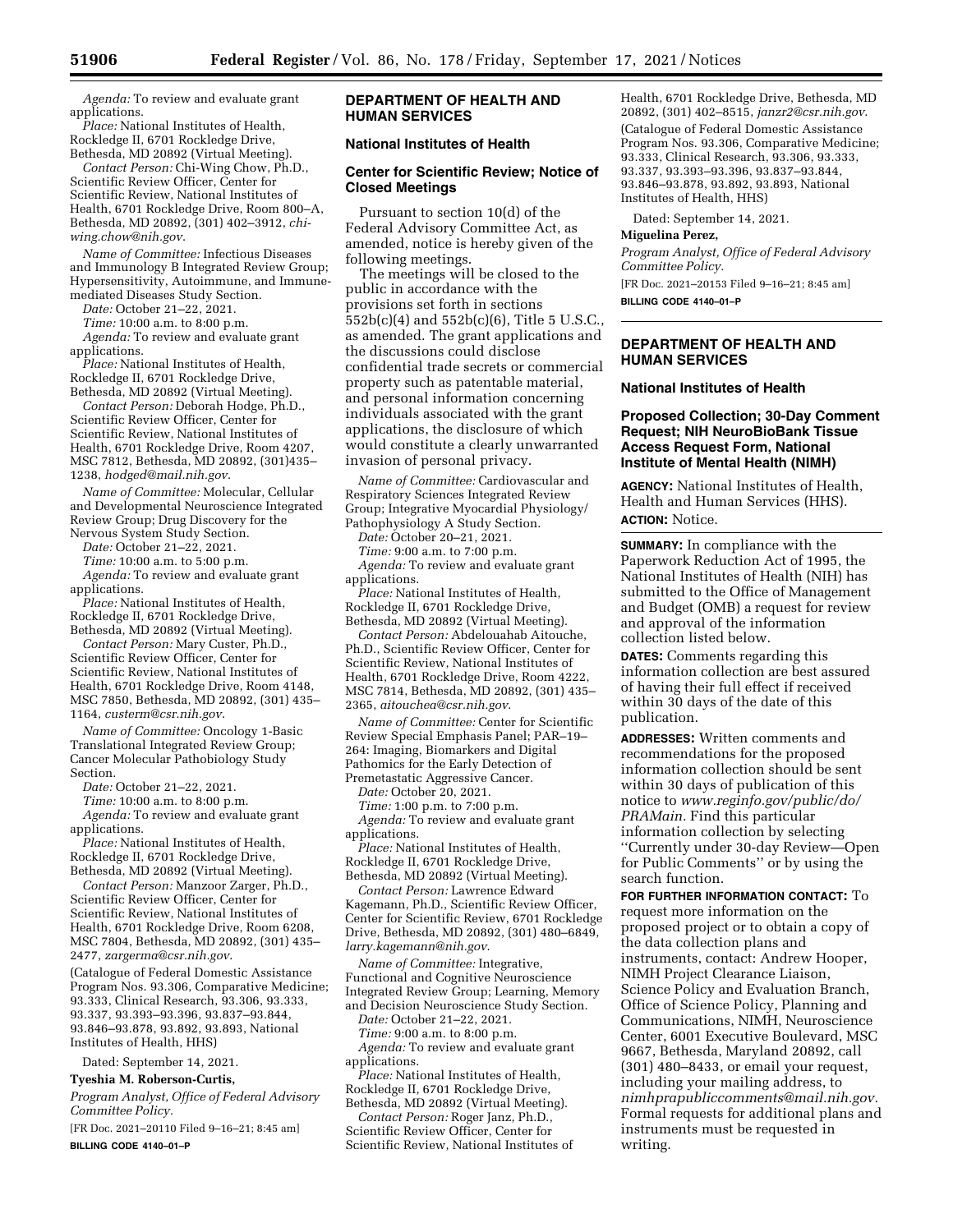*Agenda:* To review and evaluate grant applications.

*Place:* National Institutes of Health, Rockledge II, 6701 Rockledge Drive, Bethesda, MD 20892 (Virtual Meeting).

*Contact Person:* Chi-Wing Chow, Ph.D., Scientific Review Officer, Center for Scientific Review, National Institutes of Health, 6701 Rockledge Drive, Room 800–A, Bethesda, MD 20892, (301) 402–3912, *chi-wing.chow@nih.gov*.

*Name of Committee:* Infectious Diseases and Immunology B Integrated Review Group; Hypersensitivity, Autoimmune, and Immune-mediated Diseases Study Section.

*Date:* October 21–22, 2021.

*Time:* 10:00 a.m. to 8:00 p.m.

*Agenda:* To review and evaluate grant applications.

*Place:* National Institutes of Health, Rockledge II, 6701 Rockledge Drive, Bethesda, MD 20892 (Virtual Meeting).

*Contact Person:* Deborah Hodge, Ph.D., Scientific Review Officer, Center for Scientific Review, National Institutes of Health, 6701 Rockledge Drive, Room 4207, MSC 7812, Bethesda, MD 20892, (301)435–1238, *hodged@mail.nih.gov*.

*Name of Committee:* Molecular, Cellular and Developmental Neuroscience Integrated Review Group; Drug Discovery for the Nervous System Study Section.

*Date:* October 21–22, 2021.

*Time:* 10:00 a.m. to 5:00 p.m.

*Agenda:* To review and evaluate grant applications.

*Place:* National Institutes of Health, Rockledge II, 6701 Rockledge Drive, Bethesda, MD 20892 (Virtual Meeting).

*Contact Person:* Mary Custer, Ph.D., Scientific Review Officer, Center for Scientific Review, National Institutes of Health, 6701 Rockledge Drive, Room 4148, MSC 7850, Bethesda, MD 20892, (301) 435–1164, *custerm@csr.nih.gov*.

*Name of Committee:* Oncology 1-Basic Translational Integrated Review Group; Cancer Molecular Pathobiology Study Section.

*Date:* October 21–22, 2021.

*Time:* 10:00 a.m. to 8:00 p.m.

*Agenda:* To review and evaluate grant applications.

*Place:* National Institutes of Health, Rockledge II, 6701 Rockledge Drive, Bethesda, MD 20892 (Virtual Meeting).

*Contact Person:* Manzoor Zarger, Ph.D., Scientific Review Officer, Center for Scientific Review, National Institutes of Health, 6701 Rockledge Drive, Room 6208, MSC 7804, Bethesda, MD 20892, (301) 435–2477, *zargerma@csr.nih.gov*.

(Catalogue of Federal Domestic Assistance Program Nos. 93.306, Comparative Medicine; 93.333, Clinical Research, 93.306, 93.333, 93.337, 93.393–93.396, 93.837–93.844, 93.846–93.878, 93.892, 93.893, National Institutes of Health, HHS)

Dated: September 14, 2021.

**Tyeshia M. Roberson-Curtis,**

*Program Analyst, Office of Federal Advisory Committee Policy.*

[FR Doc. 2021–20110 Filed 9–16–21; 8:45 am]

**BILLING CODE 4140–01–P**

## DEPARTMENT OF HEALTH AND HUMAN SERVICES

### National Institutes of Health

### Center for Scientific Review; Notice of Closed Meetings

Pursuant to section 10(d) of the Federal Advisory Committee Act, as amended, notice is hereby given of the following meetings.

The meetings will be closed to the public in accordance with the provisions set forth in sections 552b(c)(4) and 552b(c)(6), Title 5 U.S.C., as amended. The grant applications and the discussions could disclose confidential trade secrets or commercial property such as patentable material, and personal information concerning individuals associated with the grant applications, the disclosure of which would constitute a clearly unwarranted invasion of personal privacy.

*Name of Committee:* Cardiovascular and Respiratory Sciences Integrated Review Group; Integrative Myocardial Physiology/Pathophysiology A Study Section.

*Date:* October 20–21, 2021.

*Time:* 9:00 a.m. to 7:00 p.m.

*Agenda:* To review and evaluate grant applications.

*Place:* National Institutes of Health, Rockledge II, 6701 Rockledge Drive, Bethesda, MD 20892 (Virtual Meeting).

*Contact Person:* Abdelouahab Aitouche, Ph.D., Scientific Review Officer, Center for Scientific Review, National Institutes of Health, 6701 Rockledge Drive, Room 4222, MSC 7814, Bethesda, MD 20892, (301) 435–2365, *aitouchea@csr.nih.gov*.

*Name of Committee:* Center for Scientific Review Special Emphasis Panel; PAR–19–264: Imaging, Biomarkers and Digital Pathomics for the Early Detection of Premetastatic Aggressive Cancer.

*Date:* October 20, 2021.

*Time:* 1:00 p.m. to 7:00 p.m.

*Agenda:* To review and evaluate grant applications.

*Place:* National Institutes of Health, Rockledge II, 6701 Rockledge Drive, Bethesda, MD 20892 (Virtual Meeting).

*Contact Person:* Lawrence Edward Kagemann, Ph.D., Scientific Review Officer, Center for Scientific Review, 6701 Rockledge Drive, Bethesda, MD 20892, (301) 480–6849, *larry.kagemann@nih.gov*.

*Name of Committee:* Integrative, Functional and Cognitive Neuroscience Integrated Review Group; Learning, Memory and Decision Neuroscience Study Section.

*Date:* October 21–22, 2021.

*Time:* 9:00 a.m. to 8:00 p.m.

*Agenda:* To review and evaluate grant applications.

*Place:* National Institutes of Health, Rockledge II, 6701 Rockledge Drive, Bethesda, MD 20892 (Virtual Meeting).

*Contact Person:* Roger Janz, Ph.D., Scientific Review Officer, Center for Scientific Review, National Institutes of Health, 6701 Rockledge Drive, Bethesda, MD 20892, (301) 402–8515, *janzr2@csr.nih.gov*.

(Catalogue of Federal Domestic Assistance Program Nos. 93.306, Comparative Medicine; 93.333, Clinical Research, 93.306, 93.333, 93.337, 93.393–93.396, 93.837–93.844, 93.846–93.878, 93.892, 93.893, National Institutes of Health, HHS)

Dated: September 14, 2021.

**Miguelina Perez,**

*Program Analyst, Office of Federal Advisory Committee Policy.*

[FR Doc. 2021–20153 Filed 9–16–21; 8:45 am]

**BILLING CODE 4140–01–P**

## DEPARTMENT OF HEALTH AND HUMAN SERVICES

### National Institutes of Health

### Proposed Collection; 30-Day Comment Request; NIH NeuroBioBank Tissue Access Request Form, National Institute of Mental Health (NIMH)

**AGENCY:** National Institutes of Health, Health and Human Services (HHS).

**ACTION:** Notice.

**SUMMARY:** In compliance with the Paperwork Reduction Act of 1995, the National Institutes of Health (NIH) has submitted to the Office of Management and Budget (OMB) a request for review and approval of the information collection listed below.

**DATES:** Comments regarding this information collection are best assured of having their full effect if received within 30 days of the date of this publication.

**ADDRESSES:** Written comments and recommendations for the proposed information collection should be sent within 30 days of publication of this notice to *www.reginfo.gov/public/do/PRAMain*. Find this particular information collection by selecting ''Currently under 30-day Review—Open for Public Comments'' or by using the search function.

**FOR FURTHER INFORMATION CONTACT:** To request more information on the proposed project or to obtain a copy of the data collection plans and instruments, contact: Andrew Hooper, NIMH Project Clearance Liaison, Science Policy and Evaluation Branch, Office of Science Policy, Planning and Communications, NIMH, Neuroscience Center, 6001 Executive Boulevard, MSC 9667, Bethesda, Maryland 20892, call (301) 480–8433, or email your request, including your mailing address, to *nimhprapubliccomments@mail.nih.gov*. Formal requests for additional plans and instruments must be requested in writing.